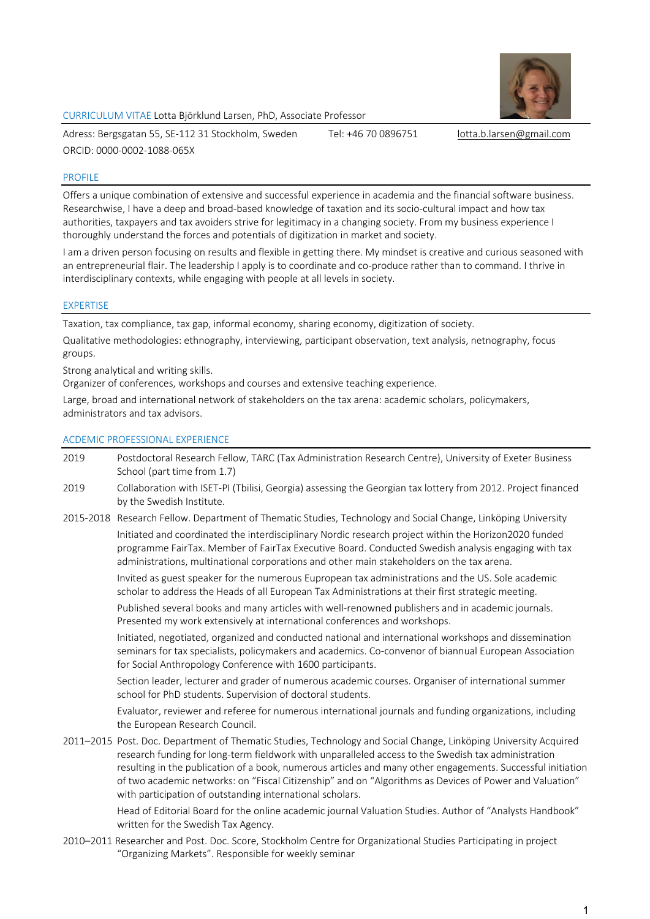CURRICULUM VITAE Lotta Björklund Larsen, PhD, Associate Professor

Adress: Bergsgatan 55, SE-112 31 Stockholm, Sweden Tel: +46 70 0896751 lotta.b.larsen@gmail.com

ORCID: 0000-0002-1088-065X

## PROFILE

Offers a unique combination of extensive and successful experience in academia and the financial software business. Researchwise, I have a deep and broad-based knowledge of taxation and its socio-cultural impact and how tax authorities, taxpayers and tax avoiders strive for legitimacy in a changing society. From my business experience I thoroughly understand the forces and potentials of digitization in market and society.

I am a driven person focusing on results and flexible in getting there. My mindset is creative and curious seasoned with an entrepreneurial flair. The leadership I apply is to coordinate and co-produce rather than to command. I thrive in interdisciplinary contexts, while engaging with people at all levels in society.

## EXPERTISE

Taxation, tax compliance, tax gap, informal economy, sharing economy, digitization of society.

Qualitative methodologies: ethnography, interviewing, participant observation, text analysis, netnography, focus groups.

Strong analytical and writing skills.
Organizer of conferences, workshops and courses and extensive teaching experience.

Large, broad and international network of stakeholders on the tax arena: academic scholars, policymakers, administrators and tax advisors.

## ACDEMIC PROFESSIONAL EXPERIENCE

**2019** Postdoctoral Research Fellow, TARC (Tax Administration Research Centre), University of Exeter Business School (part time from 1.7)

**2019** Collaboration with ISET-PI (Tbilisi, Georgia) assessing the Georgian tax lottery from 2012. Project financed by the Swedish Institute.

**2015-2018** Research Fellow. Department of Thematic Studies, Technology and Social Change, Linköping University

Initiated and coordinated the interdisciplinary Nordic research project within the Horizon2020 funded programme FairTax. Member of FairTax Executive Board. Conducted Swedish analysis engaging with tax administrations, multinational corporations and other main stakeholders on the tax arena.

Invited as guest speaker for the numerous Eupropean tax administrations and the US. Sole academic scholar to address the Heads of all European Tax Administrations at their first strategic meeting.

Published several books and many articles with well-renowned publishers and in academic journals. Presented my work extensively at international conferences and workshops.

Initiated, negotiated, organized and conducted national and international workshops and dissemination seminars for tax specialists, policymakers and academics. Co-convenor of biannual European Association for Social Anthropology Conference with 1600 participants.

Section leader, lecturer and grader of numerous academic courses. Organiser of international summer school for PhD students. Supervision of doctoral students.

Evaluator, reviewer and referee for numerous international journals and funding organizations, including the European Research Council.

**2011–2015** Post. Doc. Department of Thematic Studies, Technology and Social Change, Linköping University Acquired research funding for long-term fieldwork with unparalleled access to the Swedish tax administration resulting in the publication of a book, numerous articles and many other engagements. Successful initiation of two academic networks: on "Fiscal Citizenship" and on "Algorithms as Devices of Power and Valuation" with participation of outstanding international scholars.

Head of Editorial Board for the online academic journal Valuation Studies. Author of "Analysts Handbook" written for the Swedish Tax Agency.

**2010–2011** Researcher and Post. Doc. Score, Stockholm Centre for Organizational Studies Participating in project "Organizing Markets". Responsible for weekly seminar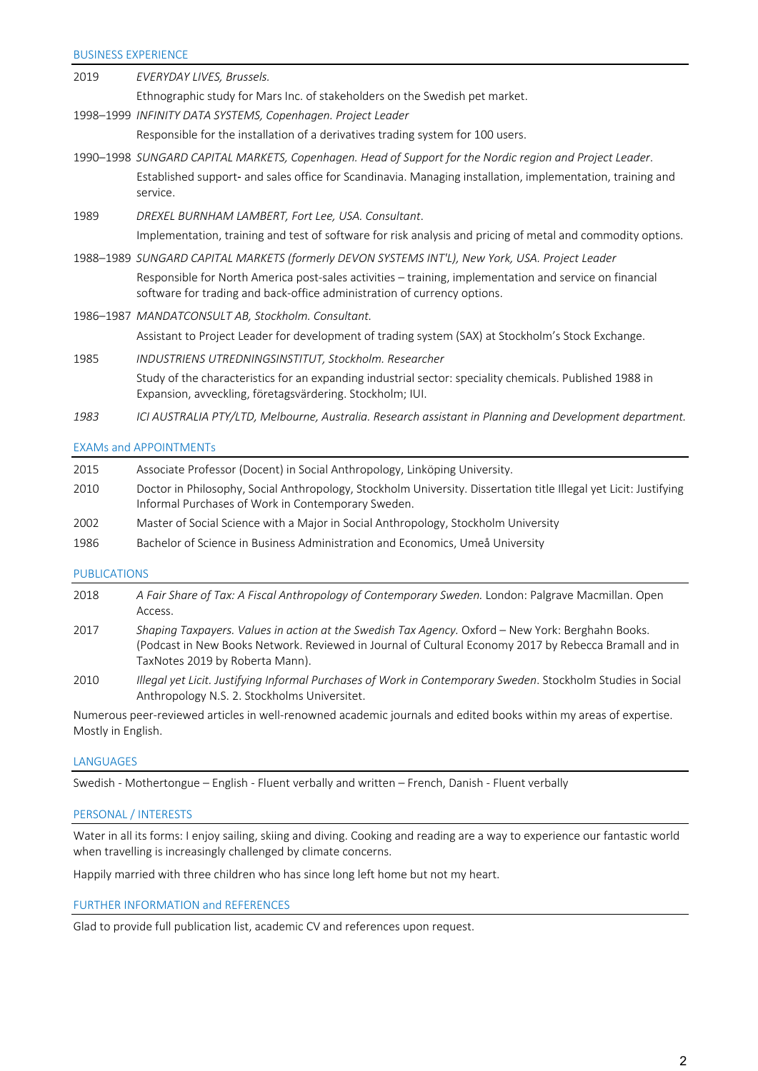## BUSINESS EXPERIENCE

| | |
|---|---|
| 2019 | *EVERYDAY LIVES, Brussels.*<br>Ethnographic study for Mars Inc. of stakeholders on the Swedish pet market. |
| 1998–1999 | *INFINITY DATA SYSTEMS, Copenhagen. Project Leader*<br>Responsible for the installation of a derivatives trading system for 100 users. |
| 1990–1998 | *SUNGARD CAPITAL MARKETS, Copenhagen. Head of Support for the Nordic region and Project Leader*.<br>Established support- and sales office for Scandinavia. Managing installation, implementation, training and service. |
| 1989 | *DREXEL BURNHAM LAMBERT, Fort Lee, USA. Consultant*.<br>Implementation, training and test of software for risk analysis and pricing of metal and commodity options. |
| 1988–1989 | *SUNGARD CAPITAL MARKETS (formerly DEVON SYSTEMS INT'L), New York, USA. Project Leader*<br>Responsible for North America post-sales activities – training, implementation and service on financial software for trading and back-office administration of currency options. |
| 1986–1987 | *MANDATCONSULT AB, Stockholm. Consultant.*<br>Assistant to Project Leader for development of trading system (SAX) at Stockholm's Stock Exchange. |
| 1985 | *INDUSTRIENS UTREDNINGSINSTITUT, Stockholm. Researcher*<br>Study of the characteristics for an expanding industrial sector: speciality chemicals. Published 1988 in Expansion, avveckling, företagsvärdering. Stockholm; IUI. |
| *1983* | *ICI AUSTRALIA PTY/LTD, Melbourne, Australia. Research assistant in Planning and Development department.* |

## EXAMs and APPOINTMENTs

| | |
|---|---|
| 2015 | Associate Professor (Docent) in Social Anthropology, Linköping University. |
| 2010 | Doctor in Philosophy, Social Anthropology, Stockholm University. Dissertation title Illegal yet Licit: Justifying Informal Purchases of Work in Contemporary Sweden. |
| 2002 | Master of Social Science with a Major in Social Anthropology, Stockholm University |
| 1986 | Bachelor of Science in Business Administration and Economics, Umeå University |

## PUBLICATIONS

| | |
|---|---|
| 2018 | *A Fair Share of Tax: A Fiscal Anthropology of Contemporary Sweden.* London: Palgrave Macmillan. Open Access. |
| 2017 | *Shaping Taxpayers. Values in action at the Swedish Tax Agency.* Oxford – New York: Berghahn Books. (Podcast in New Books Network. Reviewed in Journal of Cultural Economy 2017 by Rebecca Bramall and in TaxNotes 2019 by Roberta Mann). |
| 2010 | *Illegal yet Licit. Justifying Informal Purchases of Work in Contemporary Sweden*. Stockholm Studies in Social Anthropology N.S. 2. Stockholms Universitet. |

Numerous peer-reviewed articles in well-renowned academic journals and edited books within my areas of expertise. Mostly in English.

## LANGUAGES

Swedish - Mothertongue – English - Fluent verbally and written – French, Danish - Fluent verbally

## PERSONAL / INTERESTS

Water in all its forms: I enjoy sailing, skiing and diving. Cooking and reading are a way to experience our fantastic world when travelling is increasingly challenged by climate concerns.

Happily married with three children who has since long left home but not my heart.

## FURTHER INFORMATION and REFERENCES

Glad to provide full publication list, academic CV and references upon request.